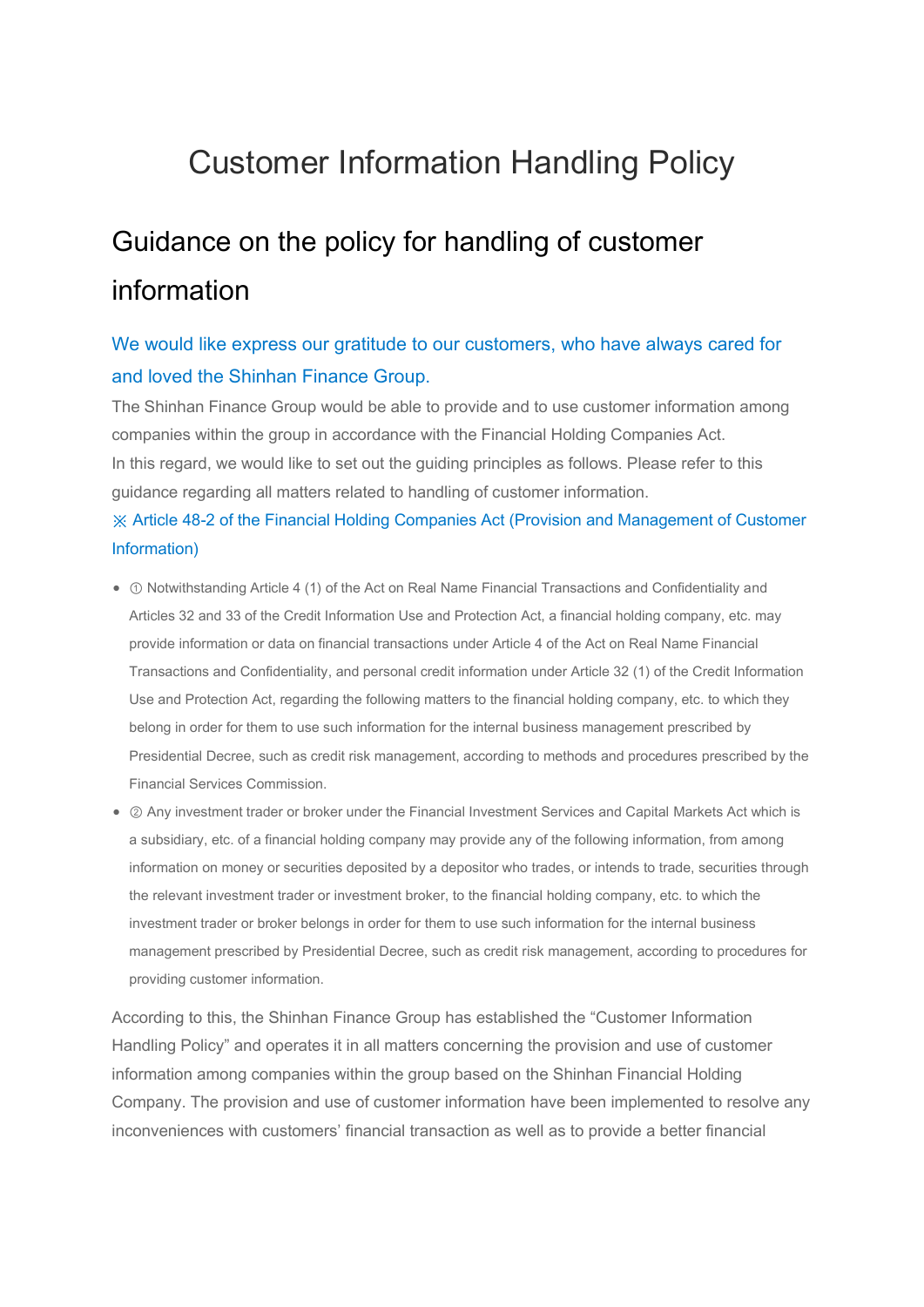# Customer Information Handling Policy

## Guidance on the policy for handling of customer information

### We would like express our gratitude to our customers, who have always cared for and loved the Shinhan Finance Group.

The Shinhan Finance Group would be able to provide and to use customer information among companies within the group in accordance with the Financial Holding Companies Act.
In this regard, we would like to set out the guiding principles as follows. Please refer to this guidance regarding all matters related to handling of customer information.

※ Article 48-2 of the Financial Holding Companies Act (Provision and Management of Customer Information)

- ① Notwithstanding Article 4 (1) of the Act on Real Name Financial Transactions and Confidentiality and Articles 32 and 33 of the Credit Information Use and Protection Act, a financial holding company, etc. may provide information or data on financial transactions under Article 4 of the Act on Real Name Financial Transactions and Confidentiality, and personal credit information under Article 32 (1) of the Credit Information Use and Protection Act, regarding the following matters to the financial holding company, etc. to which they belong in order for them to use such information for the internal business management prescribed by Presidential Decree, such as credit risk management, according to methods and procedures prescribed by the Financial Services Commission.
- ② Any investment trader or broker under the Financial Investment Services and Capital Markets Act which is a subsidiary, etc. of a financial holding company may provide any of the following information, from among information on money or securities deposited by a depositor who trades, or intends to trade, securities through the relevant investment trader or investment broker, to the financial holding company, etc. to which the investment trader or broker belongs in order for them to use such information for the internal business management prescribed by Presidential Decree, such as credit risk management, according to procedures for providing customer information.

According to this, the Shinhan Finance Group has established the "Customer Information Handling Policy" and operates it in all matters concerning the provision and use of customer information among companies within the group based on the Shinhan Financial Holding Company. The provision and use of customer information have been implemented to resolve any inconveniences with customers' financial transaction as well as to provide a better financial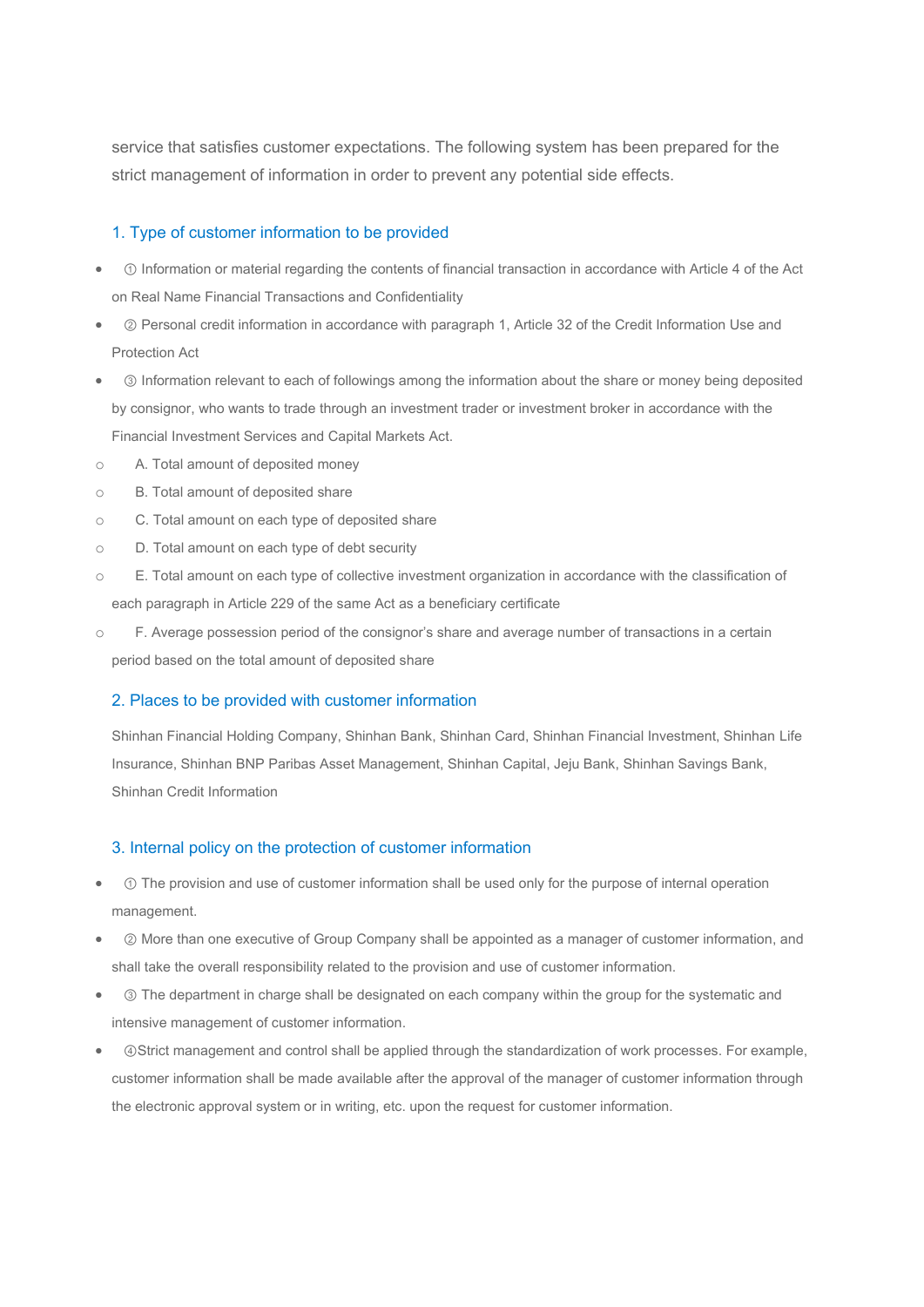service that satisfies customer expectations. The following system has been prepared for the strict management of information in order to prevent any potential side effects.

## 1. Type of customer information to be provided

- ① Information or material regarding the contents of financial transaction in accordance with Article 4 of the Act on Real Name Financial Transactions and Confidentiality
- ② Personal credit information in accordance with paragraph 1, Article 32 of the Credit Information Use and Protection Act
- ③ Information relevant to each of followings among the information about the share or money being deposited by consignor, who wants to trade through an investment trader or investment broker in accordance with the Financial Investment Services and Capital Markets Act.
  - A. Total amount of deposited money
  - B. Total amount of deposited share
  - C. Total amount on each type of deposited share
  - D. Total amount on each type of debt security
  - E. Total amount on each type of collective investment organization in accordance with the classification of each paragraph in Article 229 of the same Act as a beneficiary certificate
  - F. Average possession period of the consignor's share and average number of transactions in a certain period based on the total amount of deposited share

## 2. Places to be provided with customer information

Shinhan Financial Holding Company, Shinhan Bank, Shinhan Card, Shinhan Financial Investment, Shinhan Life Insurance, Shinhan BNP Paribas Asset Management, Shinhan Capital, Jeju Bank, Shinhan Savings Bank, Shinhan Credit Information

## 3. Internal policy on the protection of customer information

- ① The provision and use of customer information shall be used only for the purpose of internal operation management.
- ② More than one executive of Group Company shall be appointed as a manager of customer information, and shall take the overall responsibility related to the provision and use of customer information.
- ③ The department in charge shall be designated on each company within the group for the systematic and intensive management of customer information.
- ④Strict management and control shall be applied through the standardization of work processes. For example, customer information shall be made available after the approval of the manager of customer information through the electronic approval system or in writing, etc. upon the request for customer information.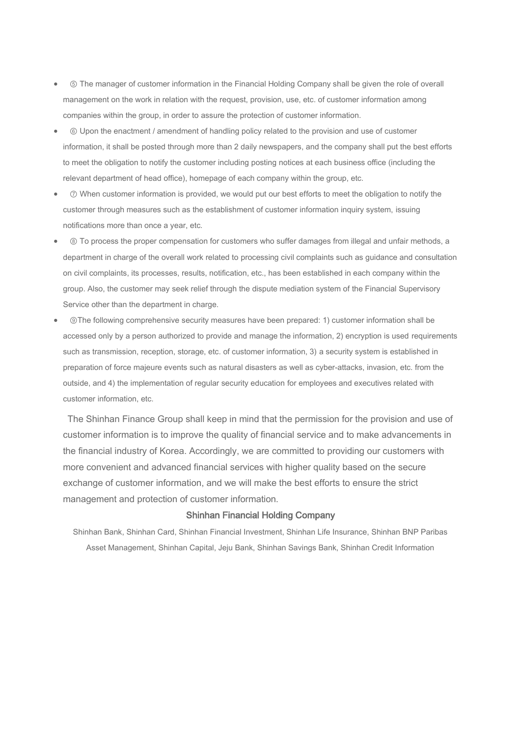- ⑤ The manager of customer information in the Financial Holding Company shall be given the role of overall management on the work in relation with the request, provision, use, etc. of customer information among companies within the group, in order to assure the protection of customer information.
- ⑥ Upon the enactment / amendment of handling policy related to the provision and use of customer information, it shall be posted through more than 2 daily newspapers, and the company shall put the best efforts to meet the obligation to notify the customer including posting notices at each business office (including the relevant department of head office), homepage of each company within the group, etc.
- ⑦ When customer information is provided, we would put our best efforts to meet the obligation to notify the customer through measures such as the establishment of customer information inquiry system, issuing notifications more than once a year, etc.
- ⑧ To process the proper compensation for customers who suffer damages from illegal and unfair methods, a department in charge of the overall work related to processing civil complaints such as guidance and consultation on civil complaints, its processes, results, notification, etc., has been established in each company within the group. Also, the customer may seek relief through the dispute mediation system of the Financial Supervisory Service other than the department in charge.
- ⑨The following comprehensive security measures have been prepared: 1) customer information shall be accessed only by a person authorized to provide and manage the information, 2) encryption is used requirements such as transmission, reception, storage, etc. of customer information, 3) a security system is established in preparation of force majeure events such as natural disasters as well as cyber-attacks, invasion, etc. from the outside, and 4) the implementation of regular security education for employees and executives related with customer information, etc.

The Shinhan Finance Group shall keep in mind that the permission for the provision and use of customer information is to improve the quality of financial service and to make advancements in the financial industry of Korea. Accordingly, we are committed to providing our customers with more convenient and advanced financial services with higher quality based on the secure exchange of customer information, and we will make the best efforts to ensure the strict management and protection of customer information.

**Shinhan Financial Holding Company**

Shinhan Bank, Shinhan Card, Shinhan Financial Investment, Shinhan Life Insurance, Shinhan BNP Paribas Asset Management, Shinhan Capital, Jeju Bank, Shinhan Savings Bank, Shinhan Credit Information